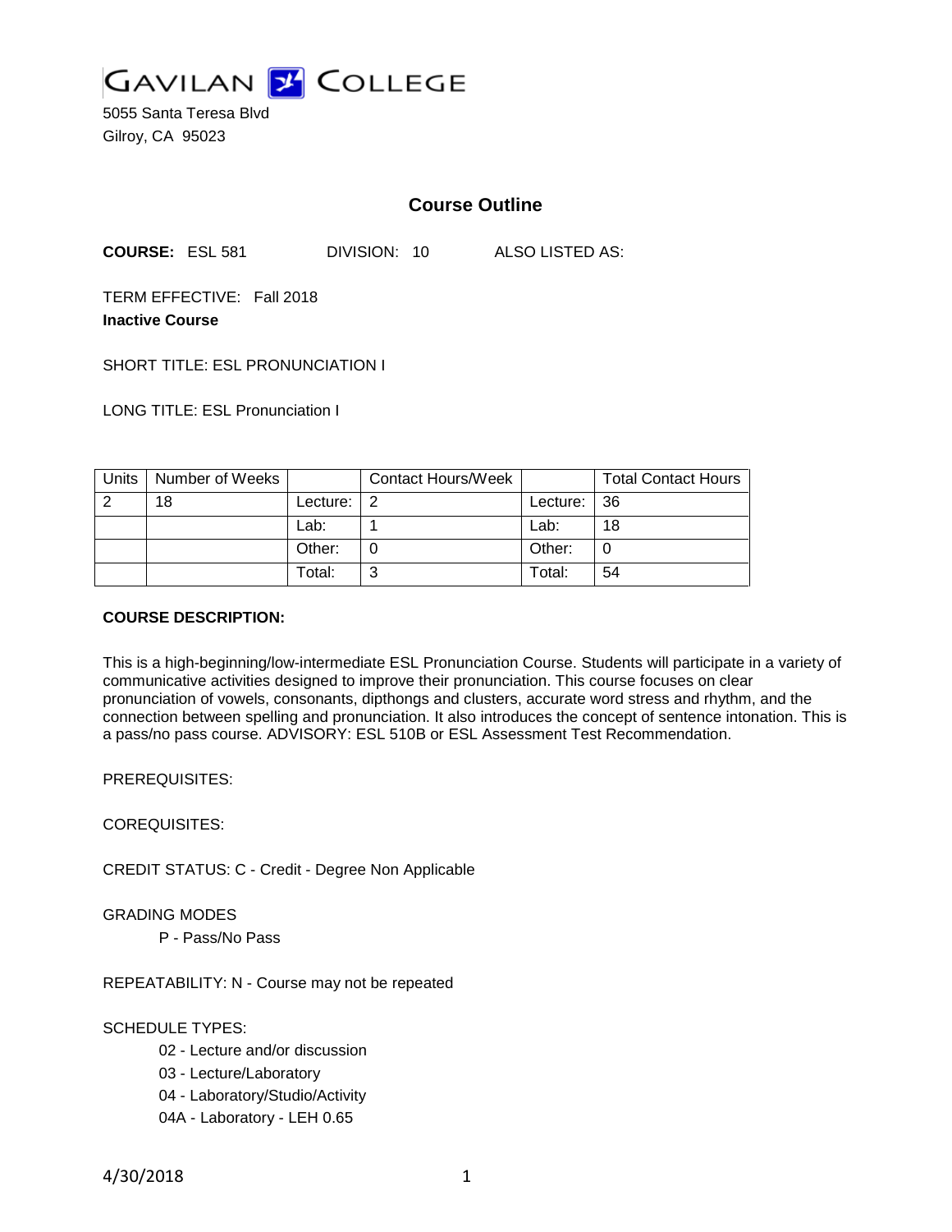GAVILAN COLLEGE

5055 Santa Teresa Blvd
Gilroy, CA 95023

## Course Outline

**COURSE:** ESL 581 DIVISION: 10 ALSO LISTED AS:

TERM EFFECTIVE: Fall 2018
**Inactive Course**

SHORT TITLE: ESL PRONUNCIATION I

LONG TITLE: ESL Pronunciation I

| Units | Number of Weeks | | Contact Hours/Week | | Total Contact Hours |
|---|---|---|---|---|---|
| 2 | 18 | Lecture: | 2 | Lecture: | 36 |
| | | Lab: | 1 | Lab: | 18 |
| | | Other: | 0 | Other: | 0 |
| | | Total: | 3 | Total: | 54 |

**COURSE DESCRIPTION:**

This is a high-beginning/low-intermediate ESL Pronunciation Course. Students will participate in a variety of communicative activities designed to improve their pronunciation. This course focuses on clear pronunciation of vowels, consonants, dipthongs and clusters, accurate word stress and rhythm, and the connection between spelling and pronunciation. It also introduces the concept of sentence intonation. This is a pass/no pass course. ADVISORY: ESL 510B or ESL Assessment Test Recommendation.

PREREQUISITES:

COREQUISITES:

CREDIT STATUS: C - Credit - Degree Non Applicable

GRADING MODES

P - Pass/No Pass

REPEATABILITY: N - Course may not be repeated

SCHEDULE TYPES:

02 - Lecture and/or discussion
03 - Lecture/Laboratory
04 - Laboratory/Studio/Activity
04A - Laboratory - LEH 0.65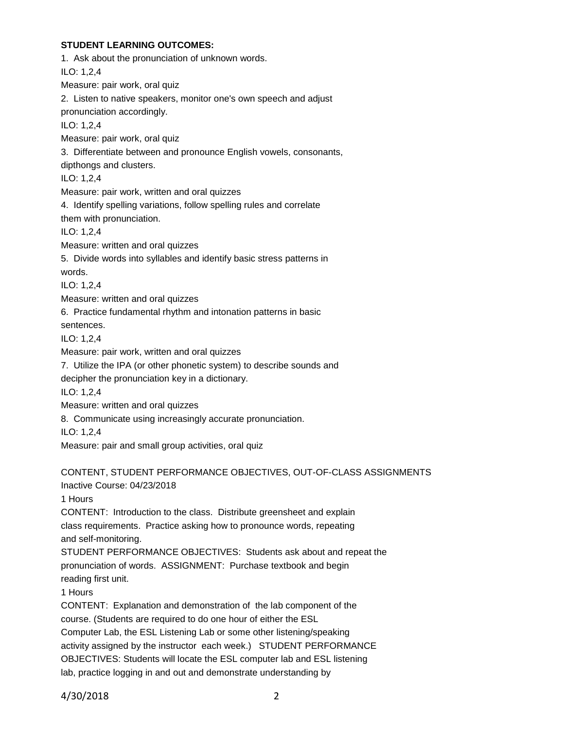**STUDENT LEARNING OUTCOMES:**

1. Ask about the pronunciation of unknown words.
ILO: 1,2,4
Measure: pair work, oral quiz
2. Listen to native speakers, monitor one's own speech and adjust pronunciation accordingly.
ILO: 1,2,4
Measure: pair work, oral quiz
3. Differentiate between and pronounce English vowels, consonants, dipthongs and clusters.
ILO: 1,2,4
Measure: pair work, written and oral quizzes
4. Identify spelling variations, follow spelling rules and correlate them with pronunciation.
ILO: 1,2,4
Measure: written and oral quizzes
5. Divide words into syllables and identify basic stress patterns in words.
ILO: 1,2,4
Measure: written and oral quizzes
6. Practice fundamental rhythm and intonation patterns in basic sentences.
ILO: 1,2,4
Measure: pair work, written and oral quizzes
7. Utilize the IPA (or other phonetic system) to describe sounds and decipher the pronunciation key in a dictionary.
ILO: 1,2,4
Measure: written and oral quizzes
8. Communicate using increasingly accurate pronunciation.
ILO: 1,2,4
Measure: pair and small group activities, oral quiz

CONTENT, STUDENT PERFORMANCE OBJECTIVES, OUT-OF-CLASS ASSIGNMENTS
Inactive Course: 04/23/2018

1 Hours
CONTENT: Introduction to the class. Distribute greensheet and explain class requirements. Practice asking how to pronounce words, repeating and self-monitoring.
STUDENT PERFORMANCE OBJECTIVES: Students ask about and repeat the pronunciation of words. ASSIGNMENT: Purchase textbook and begin reading first unit.

1 Hours
CONTENT: Explanation and demonstration of the lab component of the course. (Students are required to do one hour of either the ESL Computer Lab, the ESL Listening Lab or some other listening/speaking activity assigned by the instructor each week.) STUDENT PERFORMANCE OBJECTIVES: Students will locate the ESL computer lab and ESL listening lab, practice logging in and out and demonstrate understanding by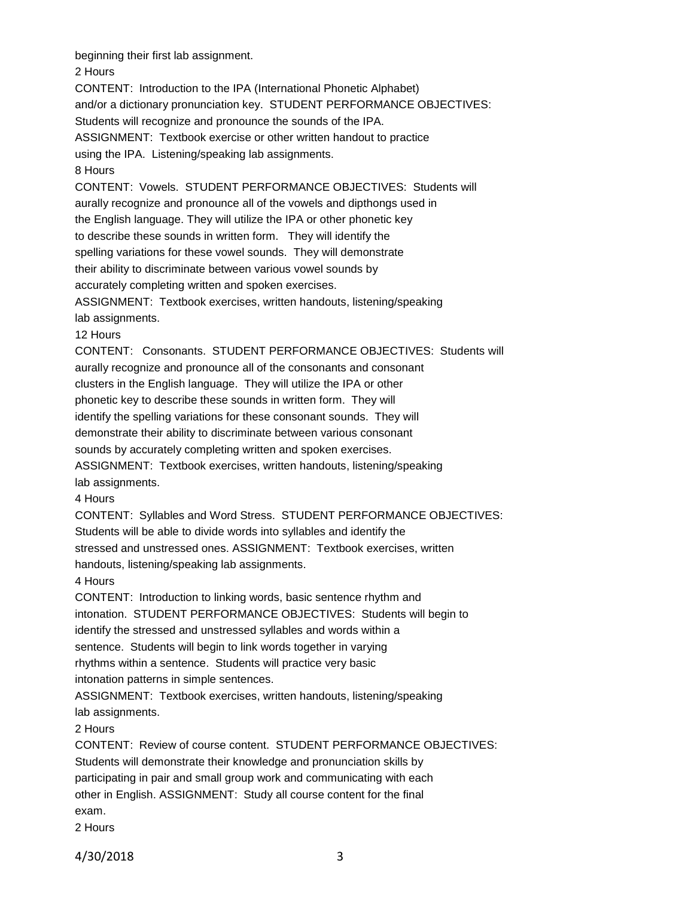beginning their first lab assignment.

2 Hours

CONTENT: Introduction to the IPA (International Phonetic Alphabet) and/or a dictionary pronunciation key. STUDENT PERFORMANCE OBJECTIVES: Students will recognize and pronounce the sounds of the IPA.

ASSIGNMENT: Textbook exercise or other written handout to practice using the IPA. Listening/speaking lab assignments.

8 Hours

CONTENT: Vowels. STUDENT PERFORMANCE OBJECTIVES: Students will aurally recognize and pronounce all of the vowels and dipthongs used in the English language. They will utilize the IPA or other phonetic key to describe these sounds in written form. They will identify the spelling variations for these vowel sounds. They will demonstrate their ability to discriminate between various vowel sounds by accurately completing written and spoken exercises.

ASSIGNMENT: Textbook exercises, written handouts, listening/speaking lab assignments.

12 Hours

CONTENT: Consonants. STUDENT PERFORMANCE OBJECTIVES: Students will aurally recognize and pronounce all of the consonants and consonant clusters in the English language. They will utilize the IPA or other phonetic key to describe these sounds in written form. They will identify the spelling variations for these consonant sounds. They will demonstrate their ability to discriminate between various consonant sounds by accurately completing written and spoken exercises.

ASSIGNMENT: Textbook exercises, written handouts, listening/speaking lab assignments.

4 Hours

CONTENT: Syllables and Word Stress. STUDENT PERFORMANCE OBJECTIVES: Students will be able to divide words into syllables and identify the stressed and unstressed ones. ASSIGNMENT: Textbook exercises, written handouts, listening/speaking lab assignments.

4 Hours

CONTENT: Introduction to linking words, basic sentence rhythm and intonation. STUDENT PERFORMANCE OBJECTIVES: Students will begin to identify the stressed and unstressed syllables and words within a sentence. Students will begin to link words together in varying rhythms within a sentence. Students will practice very basic intonation patterns in simple sentences.

ASSIGNMENT: Textbook exercises, written handouts, listening/speaking lab assignments.

2 Hours

CONTENT: Review of course content. STUDENT PERFORMANCE OBJECTIVES: Students will demonstrate their knowledge and pronunciation skills by participating in pair and small group work and communicating with each other in English. ASSIGNMENT: Study all course content for the final exam.

2 Hours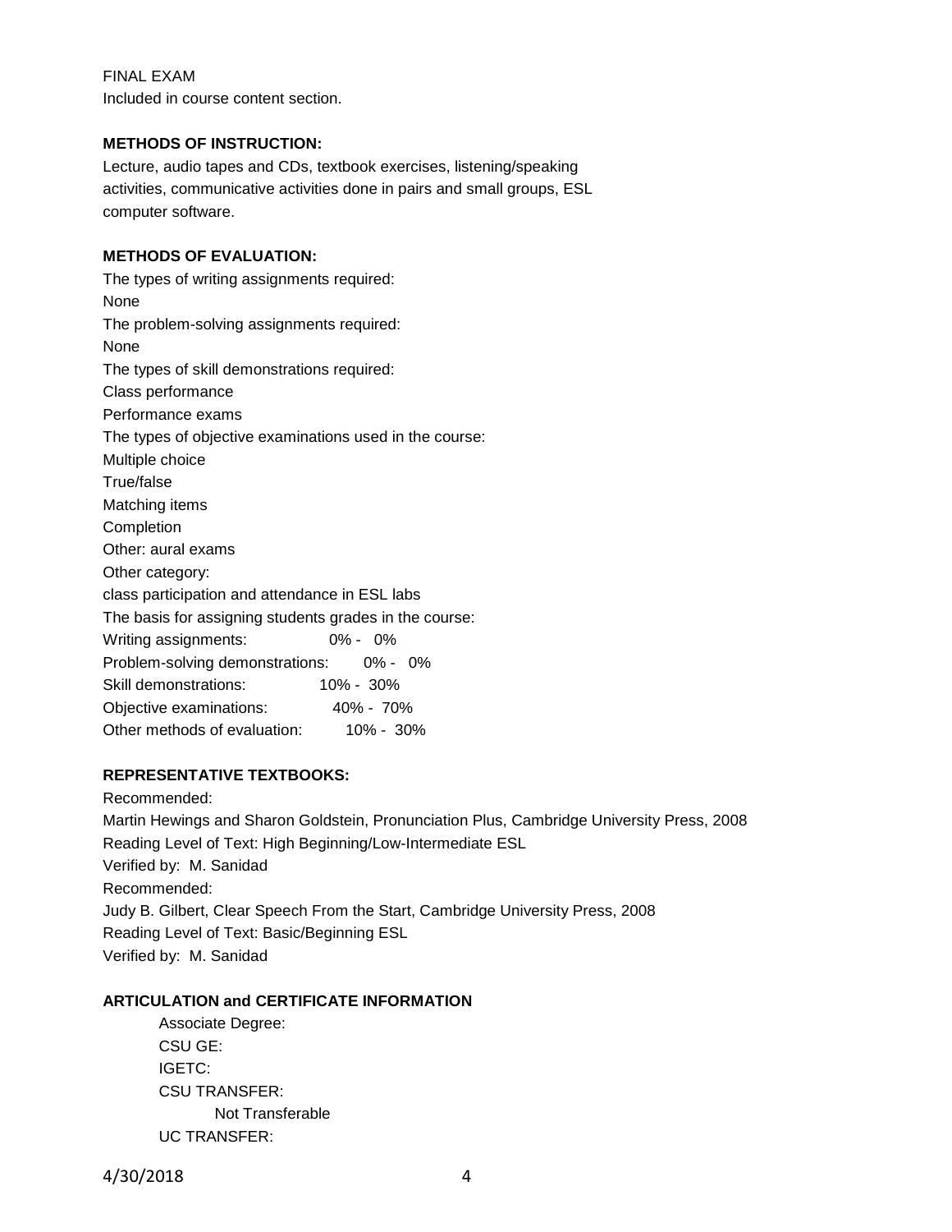FINAL EXAM

Included in course content section.

**METHODS OF INSTRUCTION:**

Lecture, audio tapes and CDs, textbook exercises, listening/speaking activities, communicative activities done in pairs and small groups, ESL computer software.

**METHODS OF EVALUATION:**

The types of writing assignments required:

None

The problem-solving assignments required:

None

The types of skill demonstrations required:

Class performance

Performance exams

The types of objective examinations used in the course:

Multiple choice

True/false

Matching items

Completion

Other: aural exams

Other category:

class participation and attendance in ESL labs

The basis for assigning students grades in the course:

Writing assignments: 0% - 0%

Problem-solving demonstrations: 0% - 0%

Skill demonstrations: 10% - 30%

Objective examinations: 40% - 70%

Other methods of evaluation: 10% - 30%

**REPRESENTATIVE TEXTBOOKS:**

Recommended:

Martin Hewings and Sharon Goldstein, Pronunciation Plus, Cambridge University Press, 2008

Reading Level of Text: High Beginning/Low-Intermediate ESL

Verified by: M. Sanidad

Recommended:

Judy B. Gilbert, Clear Speech From the Start, Cambridge University Press, 2008

Reading Level of Text: Basic/Beginning ESL

Verified by: M. Sanidad

**ARTICULATION and CERTIFICATE INFORMATION**

Associate Degree:

CSU GE:

IGETC:

CSU TRANSFER:

Not Transferable

UC TRANSFER: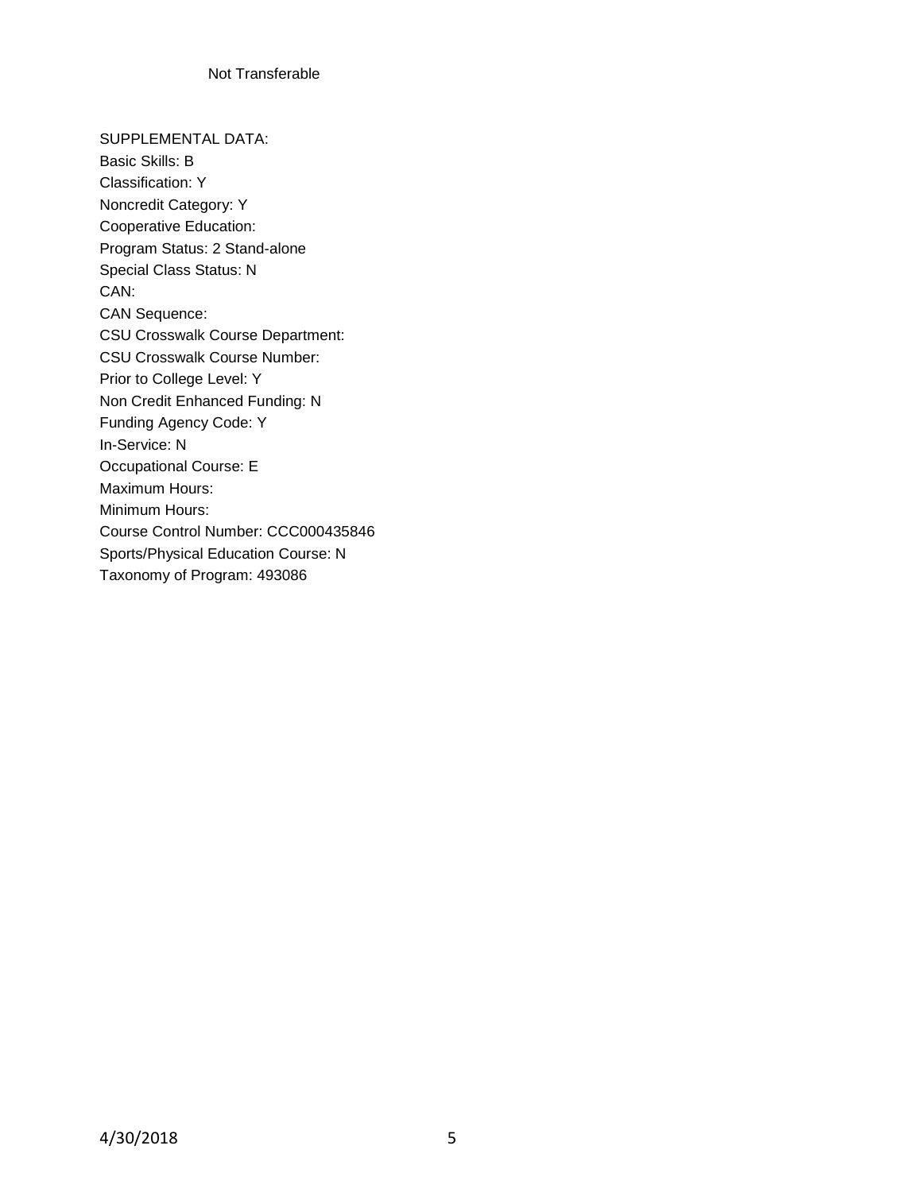Not Transferable

SUPPLEMENTAL DATA:
Basic Skills: B
Classification: Y
Noncredit Category: Y
Cooperative Education:
Program Status: 2 Stand-alone
Special Class Status: N
CAN:
CAN Sequence:
CSU Crosswalk Course Department:
CSU Crosswalk Course Number:
Prior to College Level: Y
Non Credit Enhanced Funding: N
Funding Agency Code: Y
In-Service: N
Occupational Course: E
Maximum Hours:
Minimum Hours:
Course Control Number: CCC000435846
Sports/Physical Education Course: N
Taxonomy of Program: 493086